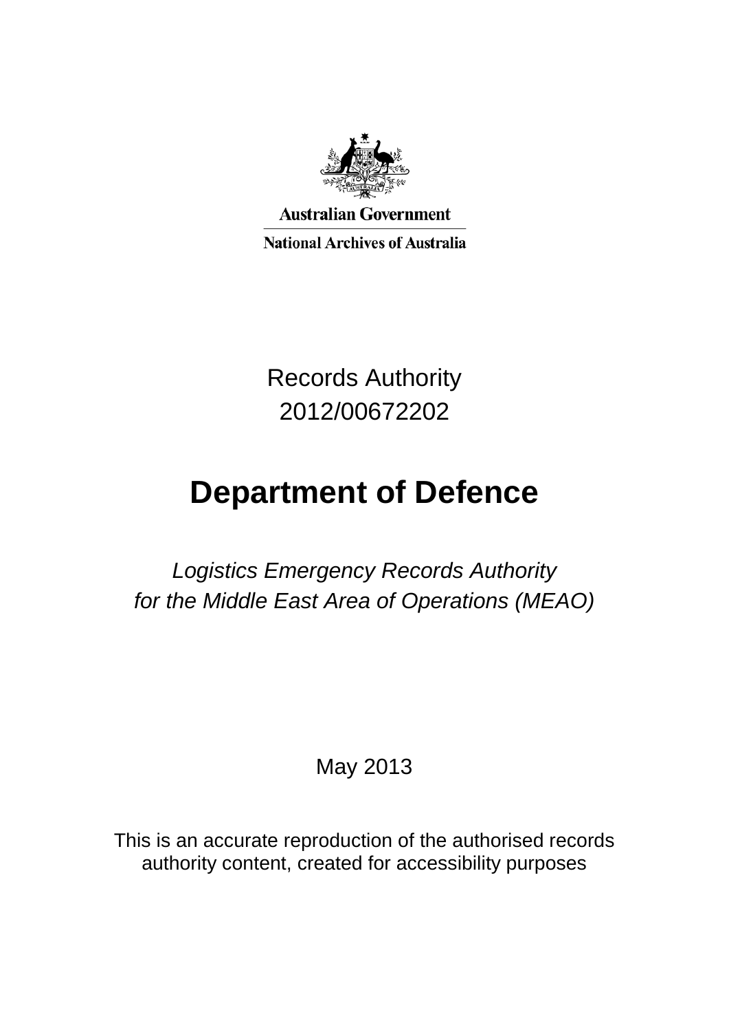Australian Government

National Archives of Australia

Records Authority
2012/00672202

# Department of Defence

*Logistics Emergency Records Authority for the Middle East Area of Operations (MEAO)*

May 2013

This is an accurate reproduction of the authorised records authority content, created for accessibility purposes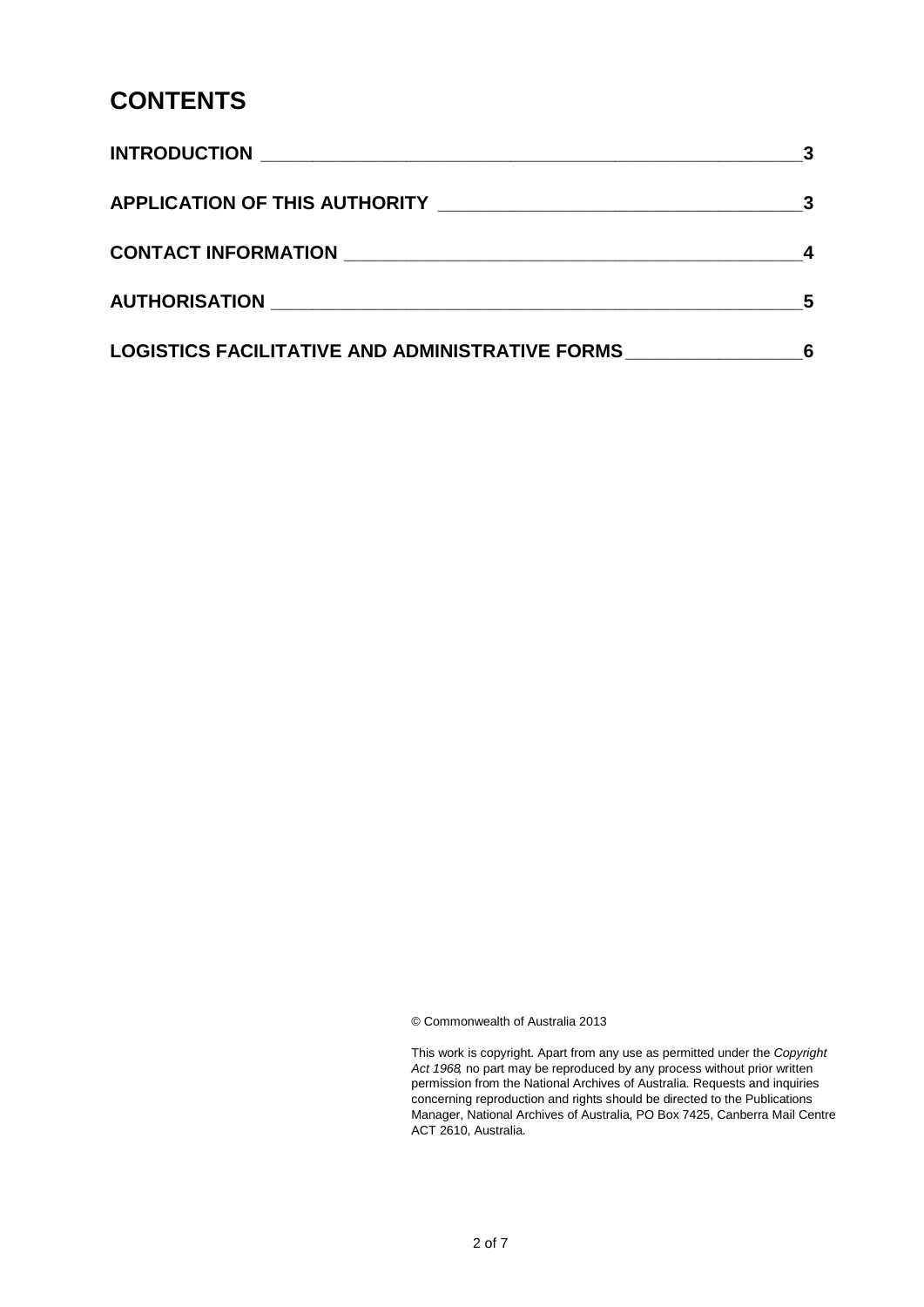# CONTENTS

| | |
|---|---|
| **INTRODUCTION** | **3** |
| **APPLICATION OF THIS AUTHORITY** | **3** |
| **CONTACT INFORMATION** | **4** |
| **AUTHORISATION** | **5** |
| **LOGISTICS FACILITATIVE AND ADMINISTRATIVE FORMS** | **6** |

© Commonwealth of Australia 2013

This work is copyright. Apart from any use as permitted under the *Copyright Act 1968*, no part may be reproduced by any process without prior written permission from the National Archives of Australia. Requests and inquiries concerning reproduction and rights should be directed to the Publications Manager, National Archives of Australia, PO Box 7425, Canberra Mail Centre ACT 2610, Australia.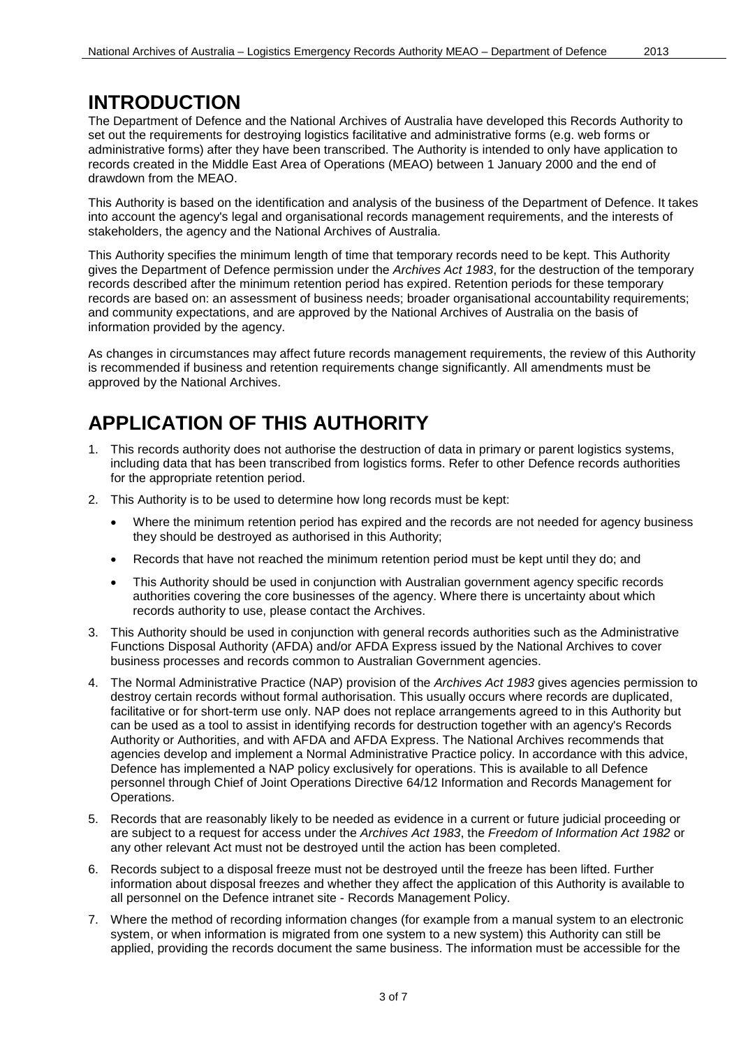# INTRODUCTION

The Department of Defence and the National Archives of Australia have developed this Records Authority to set out the requirements for destroying logistics facilitative and administrative forms (e.g. web forms or administrative forms) after they have been transcribed. The Authority is intended to only have application to records created in the Middle East Area of Operations (MEAO) between 1 January 2000 and the end of drawdown from the MEAO.

This Authority is based on the identification and analysis of the business of the Department of Defence. It takes into account the agency's legal and organisational records management requirements, and the interests of stakeholders, the agency and the National Archives of Australia.

This Authority specifies the minimum length of time that temporary records need to be kept. This Authority gives the Department of Defence permission under the *Archives Act 1983*, for the destruction of the temporary records described after the minimum retention period has expired. Retention periods for these temporary records are based on: an assessment of business needs; broader organisational accountability requirements; and community expectations, and are approved by the National Archives of Australia on the basis of information provided by the agency.

As changes in circumstances may affect future records management requirements, the review of this Authority is recommended if business and retention requirements change significantly. All amendments must be approved by the National Archives.

# APPLICATION OF THIS AUTHORITY

1. This records authority does not authorise the destruction of data in primary or parent logistics systems, including data that has been transcribed from logistics forms. Refer to other Defence records authorities for the appropriate retention period.
2. This Authority is to be used to determine how long records must be kept:
    - Where the minimum retention period has expired and the records are not needed for agency business they should be destroyed as authorised in this Authority;
    - Records that have not reached the minimum retention period must be kept until they do; and
    - This Authority should be used in conjunction with Australian government agency specific records authorities covering the core businesses of the agency. Where there is uncertainty about which records authority to use, please contact the Archives.
3. This Authority should be used in conjunction with general records authorities such as the Administrative Functions Disposal Authority (AFDA) and/or AFDA Express issued by the National Archives to cover business processes and records common to Australian Government agencies.
4. The Normal Administrative Practice (NAP) provision of the *Archives Act 1983* gives agencies permission to destroy certain records without formal authorisation. This usually occurs where records are duplicated, facilitative or for short-term use only. NAP does not replace arrangements agreed to in this Authority but can be used as a tool to assist in identifying records for destruction together with an agency's Records Authority or Authorities, and with AFDA and AFDA Express. The National Archives recommends that agencies develop and implement a Normal Administrative Practice policy. In accordance with this advice, Defence has implemented a NAP policy exclusively for operations. This is available to all Defence personnel through Chief of Joint Operations Directive 64/12 Information and Records Management for Operations.
5. Records that are reasonably likely to be needed as evidence in a current or future judicial proceeding or are subject to a request for access under the *Archives Act 1983*, the *Freedom of Information Act 1982* or any other relevant Act must not be destroyed until the action has been completed.
6. Records subject to a disposal freeze must not be destroyed until the freeze has been lifted. Further information about disposal freezes and whether they affect the application of this Authority is available to all personnel on the Defence intranet site - Records Management Policy.
7. Where the method of recording information changes (for example from a manual system to an electronic system, or when information is migrated from one system to a new system) this Authority can still be applied, providing the records document the same business. The information must be accessible for the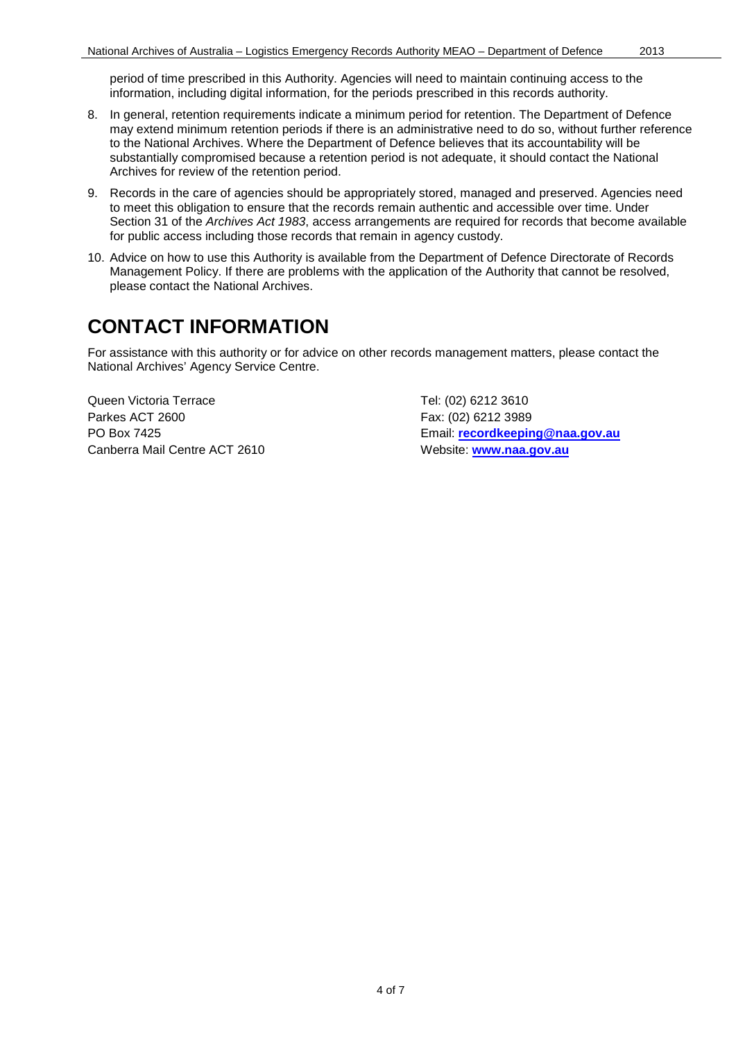period of time prescribed in this Authority. Agencies will need to maintain continuing access to the information, including digital information, for the periods prescribed in this records authority.

8. In general, retention requirements indicate a minimum period for retention. The Department of Defence may extend minimum retention periods if there is an administrative need to do so, without further reference to the National Archives. Where the Department of Defence believes that its accountability will be substantially compromised because a retention period is not adequate, it should contact the National Archives for review of the retention period.
9. Records in the care of agencies should be appropriately stored, managed and preserved. Agencies need to meet this obligation to ensure that the records remain authentic and accessible over time. Under Section 31 of the *Archives Act 1983*, access arrangements are required for records that become available for public access including those records that remain in agency custody.
10. Advice on how to use this Authority is available from the Department of Defence Directorate of Records Management Policy. If there are problems with the application of the Authority that cannot be resolved, please contact the National Archives.

# CONTACT INFORMATION

For assistance with this authority or for advice on other records management matters, please contact the National Archives' Agency Service Centre.

Queen Victoria Terrace
Parkes ACT 2600
PO Box 7425
Canberra Mail Centre ACT 2610

Tel: (02) 6212 3610
Fax: (02) 6212 3989
Email: **recordkeeping@naa.gov.au**
Website: **www.naa.gov.au**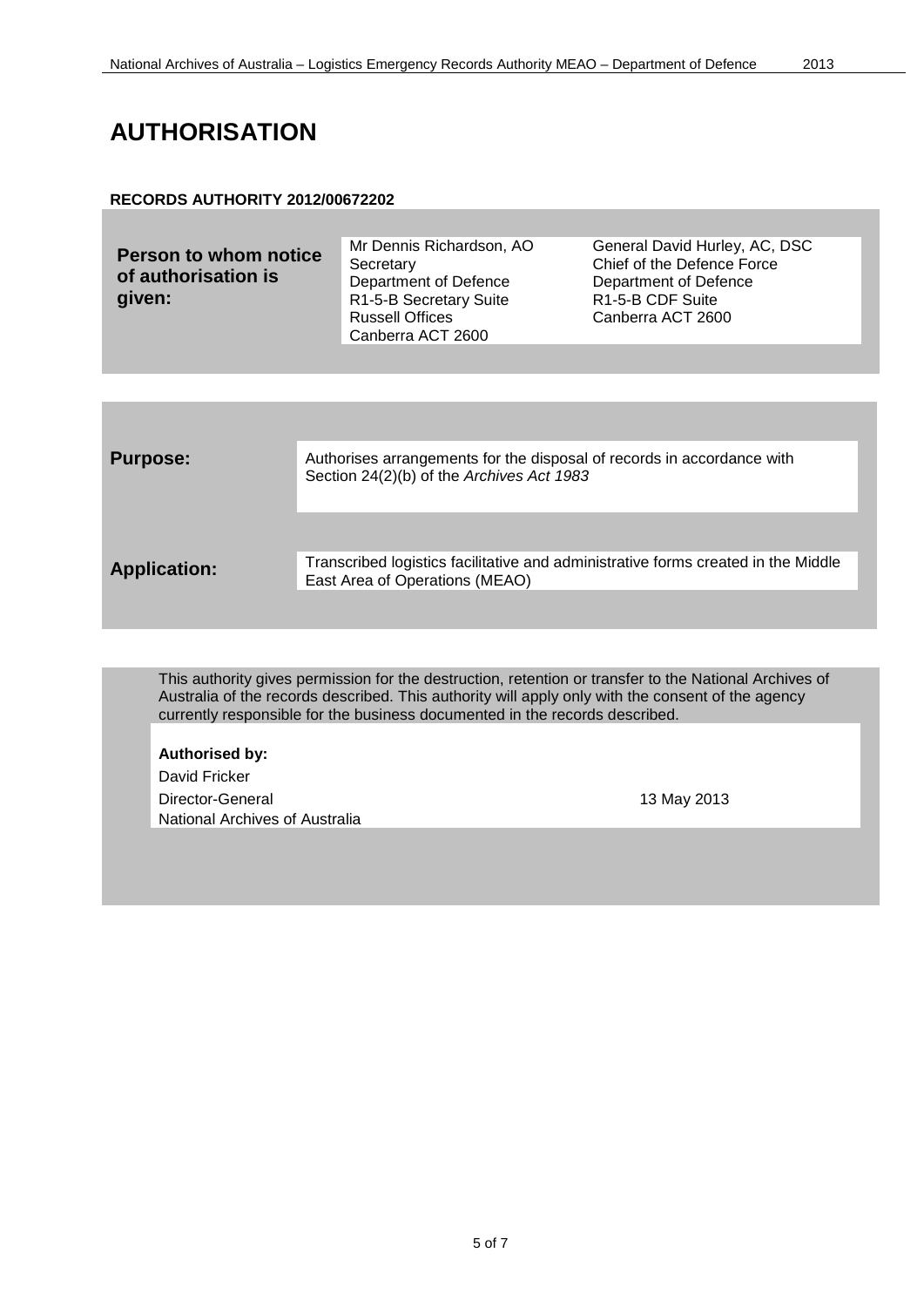# AUTHORISATION

**RECORDS AUTHORITY 2012/00672202**

| **Person to whom notice of authorisation is given:** | Mr Dennis Richardson, AO<br>Secretary<br>Department of Defence<br>R1-5-B Secretary Suite<br>Russell Offices<br>Canberra ACT 2600 | General David Hurley, AC, DSC<br>Chief of the Defence Force<br>Department of Defence<br>R1-5-B CDF Suite<br>Canberra ACT 2600 |
|---|---|---|

| | |
|---|---|
| **Purpose:** | Authorises arrangements for the disposal of records in accordance with Section 24(2)(b) of the *Archives Act 1983* |
| **Application:** | Transcribed logistics facilitative and administrative forms created in the Middle East Area of Operations (MEAO) |

This authority gives permission for the destruction, retention or transfer to the National Archives of Australia of the records described. This authority will apply only with the consent of the agency currently responsible for the business documented in the records described.

**Authorised by:**

David Fricker
Director-General
National Archives of Australia

13 May 2013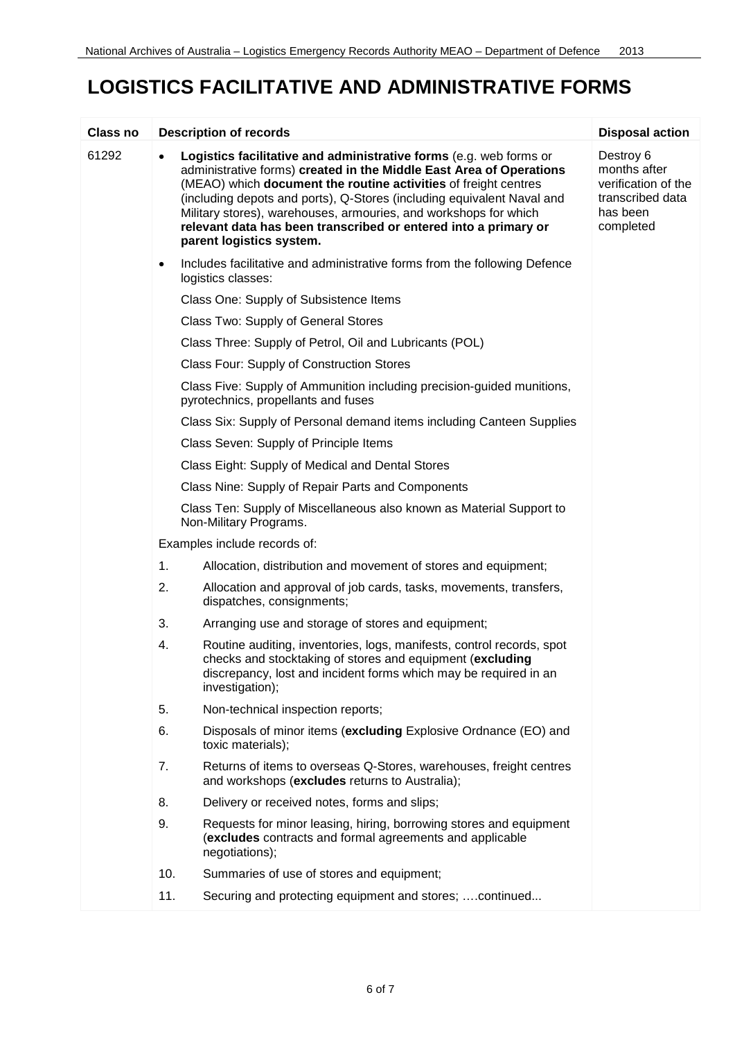# LOGISTICS FACILITATIVE AND ADMINISTRATIVE FORMS

| Class no | Description of records | Disposal action |
|---|---|---|
| 61292 | • **Logistics facilitative and administrative forms** (e.g. web forms or administrative forms) **created in the Middle East Area of Operations** (MEAO) which **document the routine activities** of freight centres (including depots and ports), Q-Stores (including equivalent Naval and Military stores), warehouses, armouries, and workshops for which **relevant data has been transcribed or entered into a primary or parent logistics system.**<br><br>• Includes facilitative and administrative forms from the following Defence logistics classes:<br><br>Class One: Supply of Subsistence Items<br><br>Class Two: Supply of General Stores<br><br>Class Three: Supply of Petrol, Oil and Lubricants (POL)<br><br>Class Four: Supply of Construction Stores<br><br>Class Five: Supply of Ammunition including precision-guided munitions, pyrotechnics, propellants and fuses<br><br>Class Six: Supply of Personal demand items including Canteen Supplies<br><br>Class Seven: Supply of Principle Items<br><br>Class Eight: Supply of Medical and Dental Stores<br><br>Class Nine: Supply of Repair Parts and Components<br><br>Class Ten: Supply of Miscellaneous also known as Material Support to Non-Military Programs.<br><br>Examples include records of:<br><br>1. Allocation, distribution and movement of stores and equipment;<br>2. Allocation and approval of job cards, tasks, movements, transfers, dispatches, consignments;<br>3. Arranging use and storage of stores and equipment;<br>4. Routine auditing, inventories, logs, manifests, control records, spot checks and stocktaking of stores and equipment (**excluding** discrepancy, lost and incident forms which may be required in an investigation);<br>5. Non-technical inspection reports;<br>6. Disposals of minor items (**excluding** Explosive Ordnance (EO) and toxic materials);<br>7. Returns of items to overseas Q-Stores, warehouses, freight centres and workshops (**excludes** returns to Australia);<br>8. Delivery or received notes, forms and slips;<br>9. Requests for minor leasing, hiring, borrowing stores and equipment (**excludes** contracts and formal agreements and applicable negotiations);<br>10. Summaries of use of stores and equipment;<br>11. Securing and protecting equipment and stores; ….continued... | Destroy 6 months after verification of the transcribed data has been completed |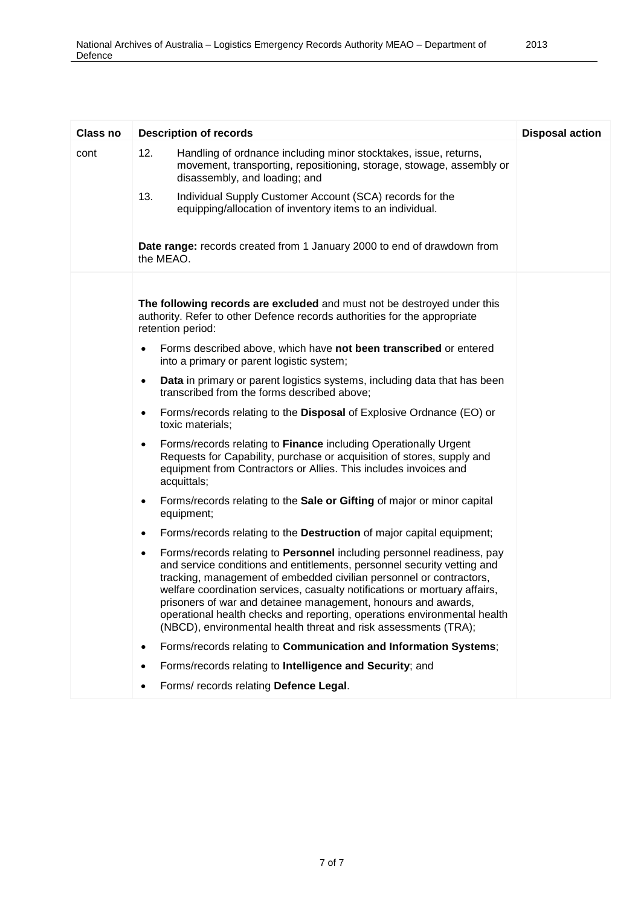| Class no | Description of records | Disposal action |
|---|---|---|
| cont | 12. Handling of ordnance including minor stocktakes, issue, returns, movement, transporting, repositioning, storage, stowage, assembly or disassembly, and loading; and<br><br>13. Individual Supply Customer Account (SCA) records for the equipping/allocation of inventory items to an individual.<br><br>**Date range:** records created from 1 January 2000 to end of drawdown from the MEAO. | |
| | **The following records are excluded** and must not be destroyed under this authority. Refer to other Defence records authorities for the appropriate retention period:<br><br>• Forms described above, which have **not been transcribed** or entered into a primary or parent logistic system;<br><br>• **Data** in primary or parent logistics systems, including data that has been transcribed from the forms described above;<br><br>• Forms/records relating to the **Disposal** of Explosive Ordnance (EO) or toxic materials;<br><br>• Forms/records relating to **Finance** including Operationally Urgent Requests for Capability, purchase or acquisition of stores, supply and equipment from Contractors or Allies. This includes invoices and acquittals;<br><br>• Forms/records relating to the **Sale or Gifting** of major or minor capital equipment;<br><br>• Forms/records relating to the **Destruction** of major capital equipment;<br><br>• Forms/records relating to **Personnel** including personnel readiness, pay and service conditions and entitlements, personnel security vetting and tracking, management of embedded civilian personnel or contractors, welfare coordination services, casualty notifications or mortuary affairs, prisoners of war and detainee management, honours and awards, operational health checks and reporting, operations environmental health (NBCD), environmental health threat and risk assessments (TRA);<br><br>• Forms/records relating to **Communication and Information Systems**;<br><br>• Forms/records relating to **Intelligence and Security**; and<br><br>• Forms/ records relating **Defence Legal**. | |